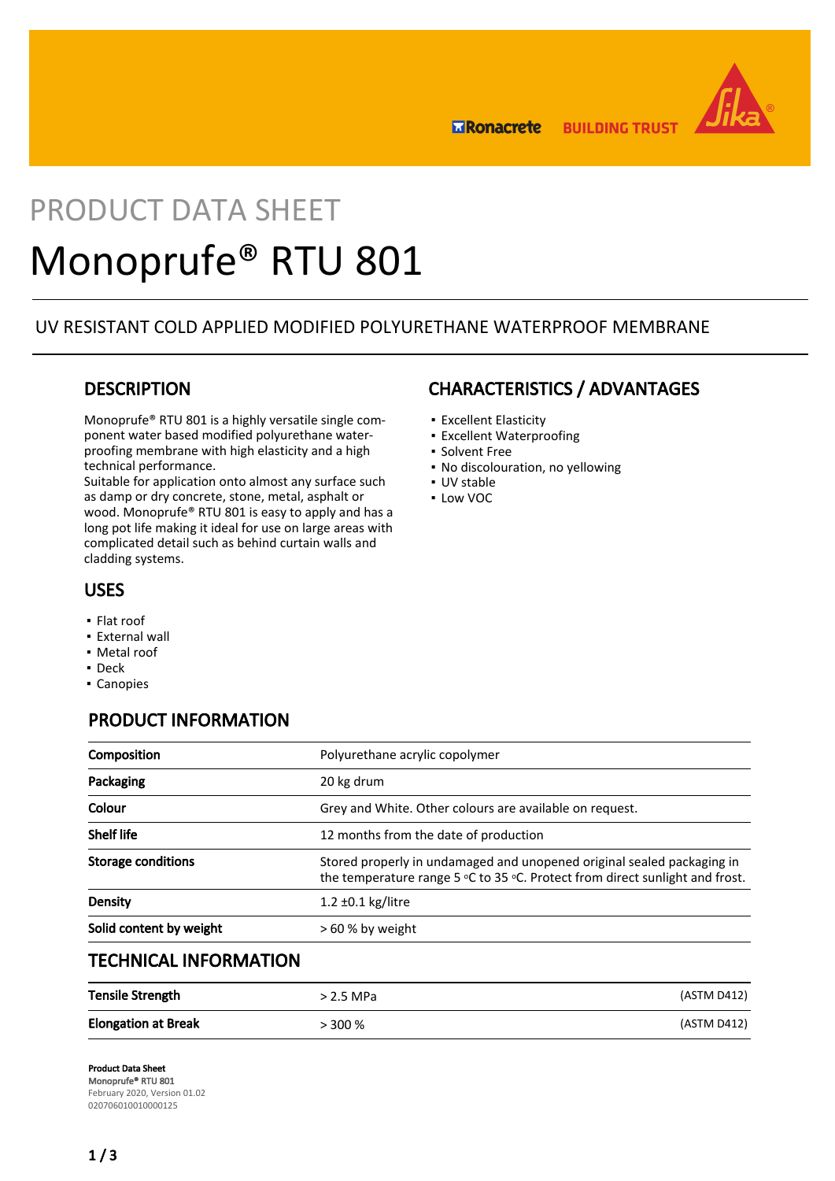# PRODUCT DATA SHEET

# Monoprufe® RTU 801

UV RESISTANT COLD APPLIED MODIFIED POLYURETHANE WATERPROOF MEMBRANE

## DESCRIPTION

Monoprufe® RTU 801 is a highly versatile single component water based modified polyurethane waterproofing membrane with high elasticity and a high technical performance.
Suitable for application onto almost any surface such as damp or dry concrete, stone, metal, asphalt or wood. Monoprufe® RTU 801 is easy to apply and has a long pot life making it ideal for use on large areas with complicated detail such as behind curtain walls and cladding systems.

## USES

- Flat roof
- External wall
- Metal roof
- Deck
- Canopies

## CHARACTERISTICS / ADVANTAGES

- Excellent Elasticity
- Excellent Waterproofing
- Solvent Free
- No discolouration, no yellowing
- UV stable
- Low VOC

## PRODUCT INFORMATION

| | |
|---|---|
| **Composition** | Polyurethane acrylic copolymer |
| **Packaging** | 20 kg drum |
| **Colour** | Grey and White. Other colours are available on request. |
| **Shelf life** | 12 months from the date of production |
| **Storage conditions** | Stored properly in undamaged and unopened original sealed packaging in the temperature range 5 °C to 35 °C. Protect from direct sunlight and frost. |
| **Density** | 1.2 ±0.1 kg/litre |
| **Solid content by weight** | > 60 % by weight |

## TECHNICAL INFORMATION

| | | |
|---|---|---|
| **Tensile Strength** | > 2.5 MPa | (ASTM D412) |
| **Elongation at Break** | > 300 % | (ASTM D412) |

**Product Data Sheet**
Monoprufe® RTU 801
February 2020, Version 01.02
020706010010000125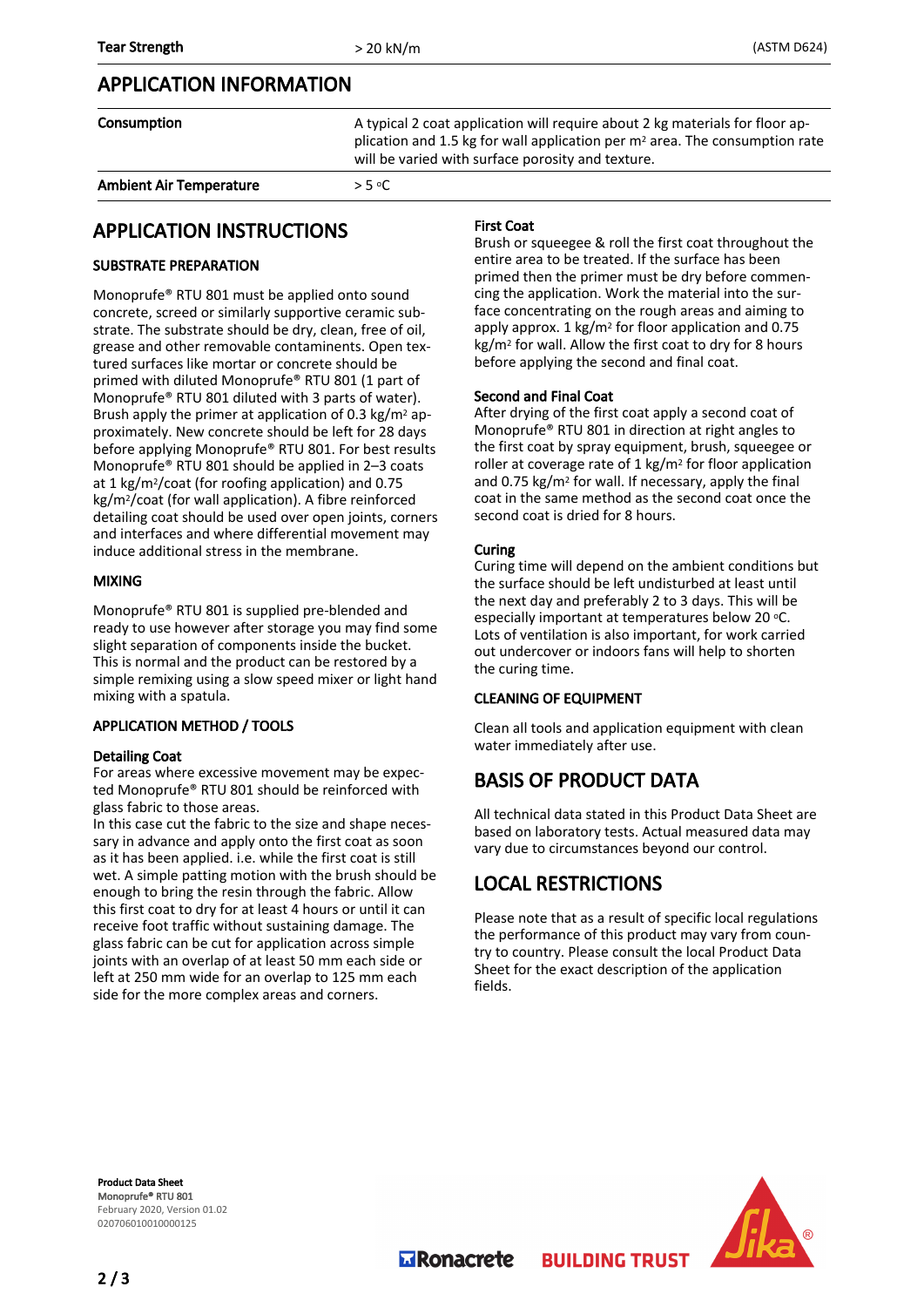| | | |
|---|---|---|
| **Tear Strength** | > 20 kN/m | (ASTM D624) |

## APPLICATION INFORMATION

| | |
|---|---|
| **Consumption** | A typical 2 coat application will require about 2 kg materials for floor application and 1.5 kg for wall application per m² area. The consumption rate will be varied with surface porosity and texture. |
| **Ambient Air Temperature** | > 5 °C |

## APPLICATION INSTRUCTIONS

### SUBSTRATE PREPARATION

Monoprufe® RTU 801 must be applied onto sound concrete, screed or similarly supportive ceramic substrate. The substrate should be dry, clean, free of oil, grease and other removable contaminants. Open textured surfaces like mortar or concrete should be primed with diluted Monoprufe® RTU 801 (1 part of Monoprufe® RTU 801 diluted with 3 parts of water). Brush apply the primer at application of 0.3 kg/m² approximately. New concrete should be left for 28 days before applying Monoprufe® RTU 801. For best results Monoprufe® RTU 801 should be applied in 2–3 coats at 1 kg/m²/coat (for roofing application) and 0.75 kg/m²/coat (for wall application). A fibre reinforced detailing coat should be used over open joints, corners and interfaces and where differential movement may induce additional stress in the membrane.

### MIXING

Monoprufe® RTU 801 is supplied pre-blended and ready to use however after storage you may find some slight separation of components inside the bucket. This is normal and the product can be restored by a simple remixing using a slow speed mixer or light hand mixing with a spatula.

### APPLICATION METHOD / TOOLS

**Detailing Coat**

For areas where excessive movement may be expected Monoprufe® RTU 801 should be reinforced with glass fabric to those areas.

In this case cut the fabric to the size and shape necessary in advance and apply onto the first coat as soon as it has been applied. i.e. while the first coat is still wet. A simple patting motion with the brush should be enough to bring the resin through the fabric. Allow this first coat to dry for at least 4 hours or until it can receive foot traffic without sustaining damage. The glass fabric can be cut for application across simple joints with an overlap of at least 50 mm each side or left at 250 mm wide for an overlap to 125 mm each side for the more complex areas and corners.

**First Coat**

Brush or squeegee & roll the first coat throughout the entire area to be treated. If the surface has been primed then the primer must be dry before commencing the application. Work the material into the surface concentrating on the rough areas and aiming to apply approx. 1 kg/m² for floor application and 0.75 kg/m² for wall. Allow the first coat to dry for 8 hours before applying the second and final coat.

**Second and Final Coat**

After drying of the first coat apply a second coat of Monoprufe® RTU 801 in direction at right angles to the first coat by spray equipment, brush, squeegee or roller at coverage rate of 1 kg/m² for floor application and 0.75 kg/m² for wall. If necessary, apply the final coat in the same method as the second coat once the second coat is dried for 8 hours.

**Curing**

Curing time will depend on the ambient conditions but the surface should be left undisturbed at least until the next day and preferably 2 to 3 days. This will be especially important at temperatures below 20 °C. Lots of ventilation is also important, for work carried out undercover or indoors fans will help to shorten the curing time.

### CLEANING OF EQUIPMENT

Clean all tools and application equipment with clean water immediately after use.

## BASIS OF PRODUCT DATA

All technical data stated in this Product Data Sheet are based on laboratory tests. Actual measured data may vary due to circumstances beyond our control.

## LOCAL RESTRICTIONS

Please note that as a result of specific local regulations the performance of this product may vary from country to country. Please consult the local Product Data Sheet for the exact description of the application fields.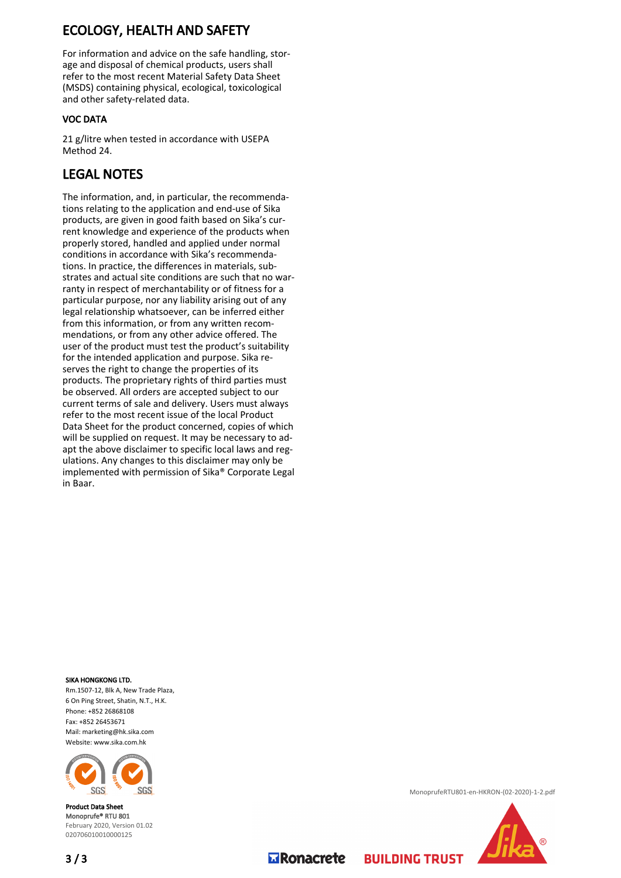## ECOLOGY, HEALTH AND SAFETY

For information and advice on the safe handling, storage and disposal of chemical products, users shall refer to the most recent Material Safety Data Sheet (MSDS) containing physical, ecological, toxicological and other safety-related data.

### VOC DATA

21 g/litre when tested in accordance with USEPA Method 24.

## LEGAL NOTES

The information, and, in particular, the recommendations relating to the application and end-use of Sika products, are given in good faith based on Sika's current knowledge and experience of the products when properly stored, handled and applied under normal conditions in accordance with Sika's recommendations. In practice, the differences in materials, substrates and actual site conditions are such that no warranty in respect of merchantability or of fitness for a particular purpose, nor any liability arising out of any legal relationship whatsoever, can be inferred either from this information, or from any written recommendations, or from any other advice offered. The user of the product must test the product's suitability for the intended application and purpose. Sika reserves the right to change the properties of its products. The proprietary rights of third parties must be observed. All orders are accepted subject to our current terms of sale and delivery. Users must always refer to the most recent issue of the local Product Data Sheet for the product concerned, copies of which will be supplied on request. It may be necessary to adapt the above disclaimer to specific local laws and regulations. Any changes to this disclaimer may only be implemented with permission of Sika® Corporate Legal in Baar.

**SIKA HONGKONG LTD.**
Rm.1507-12, Blk A, New Trade Plaza,
6 On Ping Street, Shatin, N.T., H.K.
Phone: +852 26868108
Fax: +852 26453671
Mail: marketing@hk.sika.com
Website: www.sika.com.hk

**Product Data Sheet**
**Monoprufe® RTU 801**
February 2020, Version 01.02
020706010010000125

MonoprufeRTU801-en-HKRON-(02-2020)-1-2.pdf